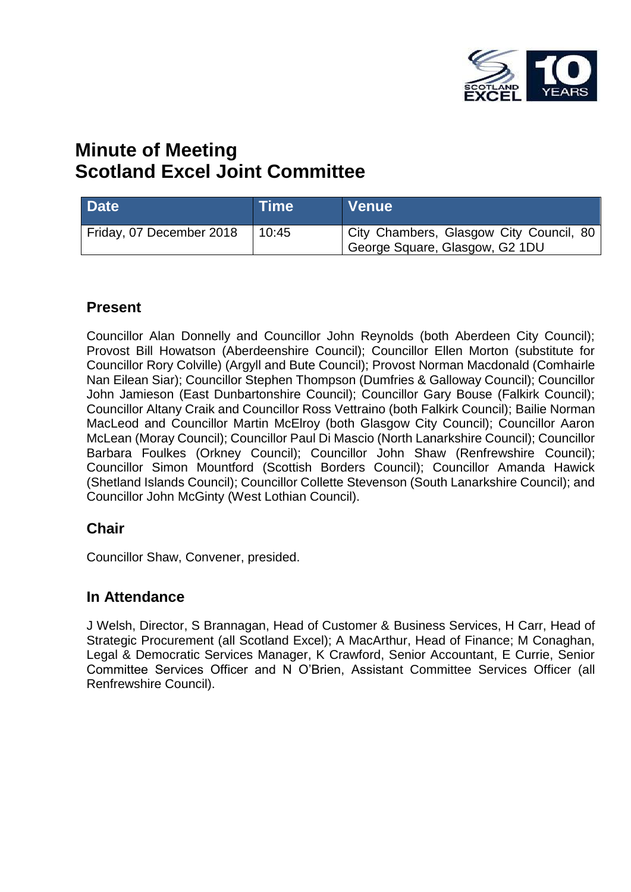# Minute of Meeting
# Scotland Excel Joint Committee

| Date | Time | Venue |
|---|---|---|
| Friday, 07 December 2018 | 10:45 | City Chambers, Glasgow City Council, 80 George Square, Glasgow, G2 1DU |

## Present

Councillor Alan Donnelly and Councillor John Reynolds (both Aberdeen City Council); Provost Bill Howatson (Aberdeenshire Council); Councillor Ellen Morton (substitute for Councillor Rory Colville) (Argyll and Bute Council); Provost Norman Macdonald (Comhairle Nan Eilean Siar); Councillor Stephen Thompson (Dumfries & Galloway Council); Councillor John Jamieson (East Dunbartonshire Council); Councillor Gary Bouse (Falkirk Council); Councillor Altany Craik and Councillor Ross Vettraino (both Falkirk Council); Bailie Norman MacLeod and Councillor Martin McElroy (both Glasgow City Council); Councillor Aaron McLean (Moray Council); Councillor Paul Di Mascio (North Lanarkshire Council); Councillor Barbara Foulkes (Orkney Council); Councillor John Shaw (Renfrewshire Council); Councillor Simon Mountford (Scottish Borders Council); Councillor Amanda Hawick (Shetland Islands Council); Councillor Collette Stevenson (South Lanarkshire Council); and Councillor John McGinty (West Lothian Council).

## Chair

Councillor Shaw, Convener, presided.

## In Attendance

J Welsh, Director, S Brannagan, Head of Customer & Business Services, H Carr, Head of Strategic Procurement (all Scotland Excel); A MacArthur, Head of Finance; M Conaghan, Legal & Democratic Services Manager, K Crawford, Senior Accountant, E Currie, Senior Committee Services Officer and N O'Brien, Assistant Committee Services Officer (all Renfrewshire Council).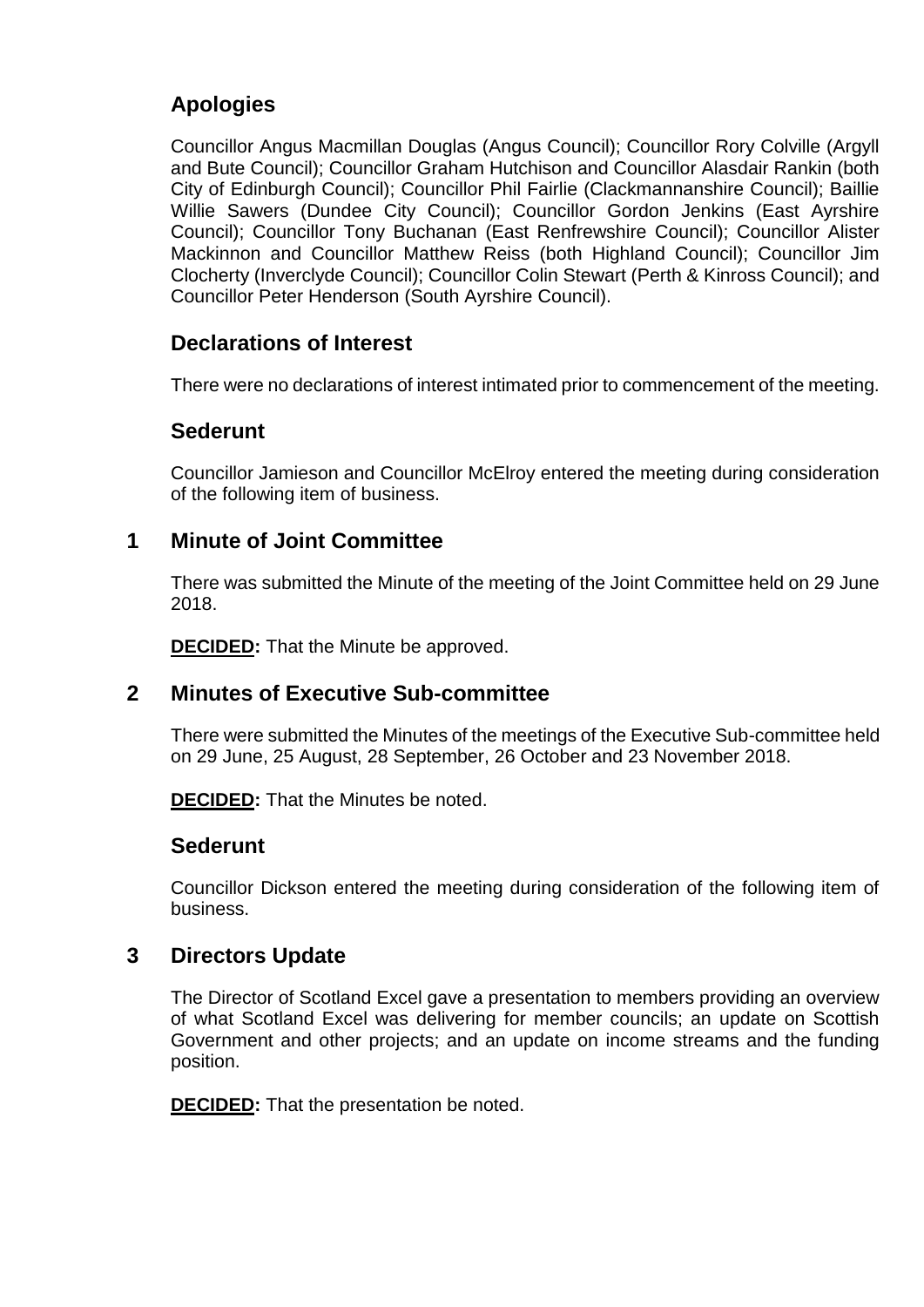## Apologies

Councillor Angus Macmillan Douglas (Angus Council); Councillor Rory Colville (Argyll and Bute Council); Councillor Graham Hutchison and Councillor Alasdair Rankin (both City of Edinburgh Council); Councillor Phil Fairlie (Clackmannanshire Council); Baillie Willie Sawers (Dundee City Council); Councillor Gordon Jenkins (East Ayrshire Council); Councillor Tony Buchanan (East Renfrewshire Council); Councillor Alister Mackinnon and Councillor Matthew Reiss (both Highland Council); Councillor Jim Clocherty (Inverclyde Council); Councillor Colin Stewart (Perth & Kinross Council); and Councillor Peter Henderson (South Ayrshire Council).

## Declarations of Interest

There were no declarations of interest intimated prior to commencement of the meeting.

## Sederunt

Councillor Jamieson and Councillor McElroy entered the meeting during consideration of the following item of business.

## 1 Minute of Joint Committee

There was submitted the Minute of the meeting of the Joint Committee held on 29 June 2018.

**DECIDED:** That the Minute be approved.

## 2 Minutes of Executive Sub-committee

There were submitted the Minutes of the meetings of the Executive Sub-committee held on 29 June, 25 August, 28 September, 26 October and 23 November 2018.

**DECIDED:** That the Minutes be noted.

## Sederunt

Councillor Dickson entered the meeting during consideration of the following item of business.

## 3 Directors Update

The Director of Scotland Excel gave a presentation to members providing an overview of what Scotland Excel was delivering for member councils; an update on Scottish Government and other projects; and an update on income streams and the funding position.

**DECIDED:** That the presentation be noted.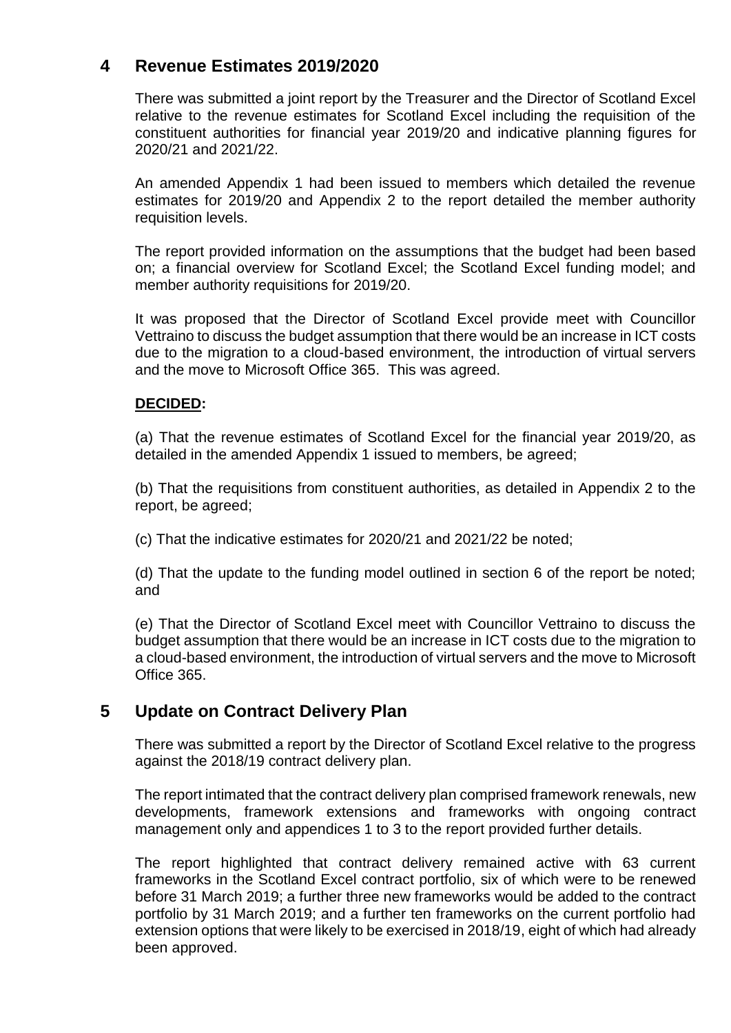## 4 Revenue Estimates 2019/2020

There was submitted a joint report by the Treasurer and the Director of Scotland Excel relative to the revenue estimates for Scotland Excel including the requisition of the constituent authorities for financial year 2019/20 and indicative planning figures for 2020/21 and 2021/22.

An amended Appendix 1 had been issued to members which detailed the revenue estimates for 2019/20 and Appendix 2 to the report detailed the member authority requisition levels.

The report provided information on the assumptions that the budget had been based on; a financial overview for Scotland Excel; the Scotland Excel funding model; and member authority requisitions for 2019/20.

It was proposed that the Director of Scotland Excel provide meet with Councillor Vettraino to discuss the budget assumption that there would be an increase in ICT costs due to the migration to a cloud-based environment, the introduction of virtual servers and the move to Microsoft Office 365. This was agreed.

**DECIDED:**

(a) That the revenue estimates of Scotland Excel for the financial year 2019/20, as detailed in the amended Appendix 1 issued to members, be agreed;

(b) That the requisitions from constituent authorities, as detailed in Appendix 2 to the report, be agreed;

(c) That the indicative estimates for 2020/21 and 2021/22 be noted;

(d) That the update to the funding model outlined in section 6 of the report be noted; and

(e) That the Director of Scotland Excel meet with Councillor Vettraino to discuss the budget assumption that there would be an increase in ICT costs due to the migration to a cloud-based environment, the introduction of virtual servers and the move to Microsoft Office 365.

## 5 Update on Contract Delivery Plan

There was submitted a report by the Director of Scotland Excel relative to the progress against the 2018/19 contract delivery plan.

The report intimated that the contract delivery plan comprised framework renewals, new developments, framework extensions and frameworks with ongoing contract management only and appendices 1 to 3 to the report provided further details.

The report highlighted that contract delivery remained active with 63 current frameworks in the Scotland Excel contract portfolio, six of which were to be renewed before 31 March 2019; a further three new frameworks would be added to the contract portfolio by 31 March 2019; and a further ten frameworks on the current portfolio had extension options that were likely to be exercised in 2018/19, eight of which had already been approved.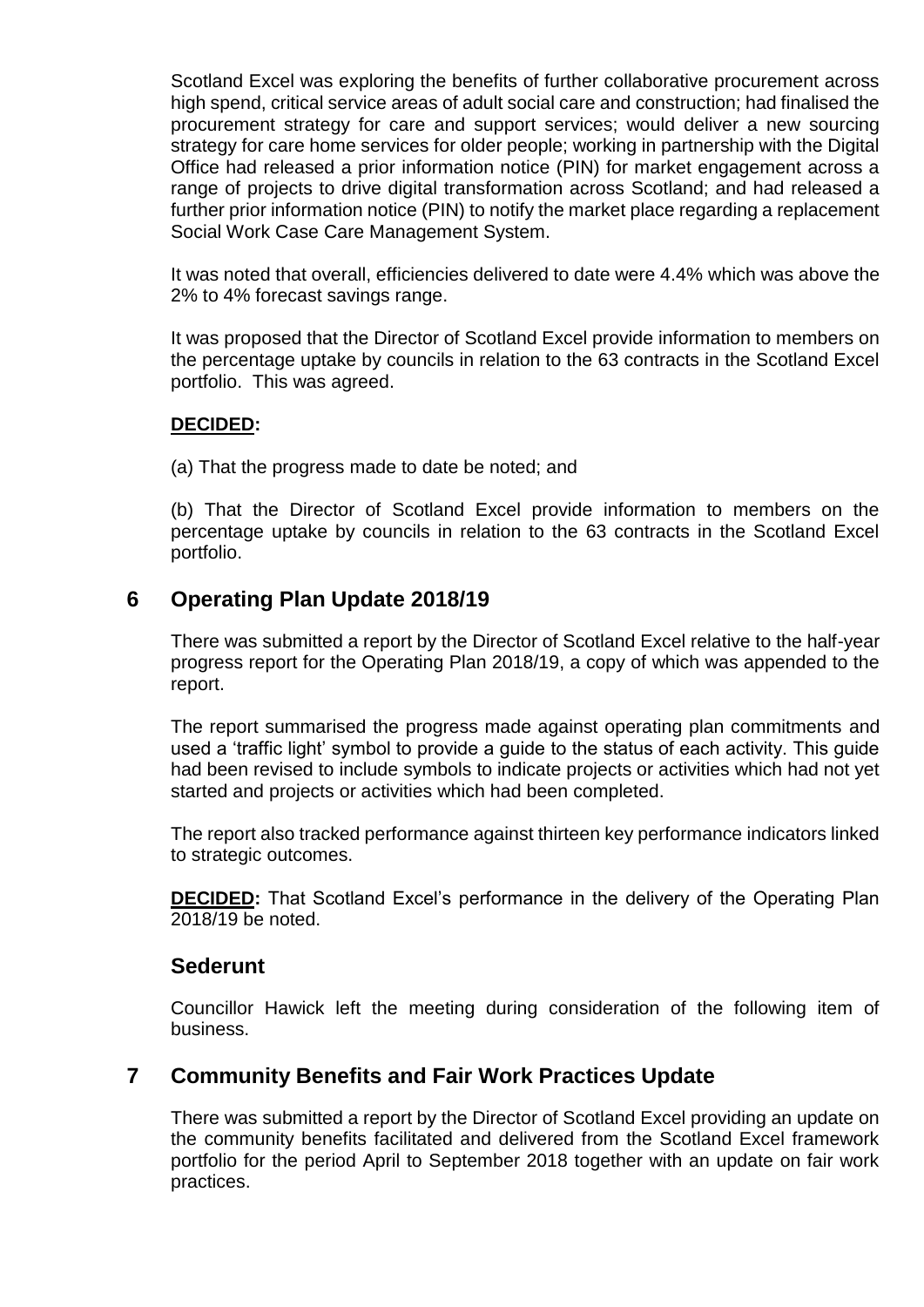Scotland Excel was exploring the benefits of further collaborative procurement across high spend, critical service areas of adult social care and construction; had finalised the procurement strategy for care and support services; would deliver a new sourcing strategy for care home services for older people; working in partnership with the Digital Office had released a prior information notice (PIN) for market engagement across a range of projects to drive digital transformation across Scotland; and had released a further prior information notice (PIN) to notify the market place regarding a replacement Social Work Case Care Management System.

It was noted that overall, efficiencies delivered to date were 4.4% which was above the 2% to 4% forecast savings range.

It was proposed that the Director of Scotland Excel provide information to members on the percentage uptake by councils in relation to the 63 contracts in the Scotland Excel portfolio. This was agreed.

**DECIDED:**

(a) That the progress made to date be noted; and

(b) That the Director of Scotland Excel provide information to members on the percentage uptake by councils in relation to the 63 contracts in the Scotland Excel portfolio.

## 6 Operating Plan Update 2018/19

There was submitted a report by the Director of Scotland Excel relative to the half-year progress report for the Operating Plan 2018/19, a copy of which was appended to the report.

The report summarised the progress made against operating plan commitments and used a 'traffic light' symbol to provide a guide to the status of each activity. This guide had been revised to include symbols to indicate projects or activities which had not yet started and projects or activities which had been completed.

The report also tracked performance against thirteen key performance indicators linked to strategic outcomes.

**DECIDED:** That Scotland Excel's performance in the delivery of the Operating Plan 2018/19 be noted.

## Sederunt

Councillor Hawick left the meeting during consideration of the following item of business.

## 7 Community Benefits and Fair Work Practices Update

There was submitted a report by the Director of Scotland Excel providing an update on the community benefits facilitated and delivered from the Scotland Excel framework portfolio for the period April to September 2018 together with an update on fair work practices.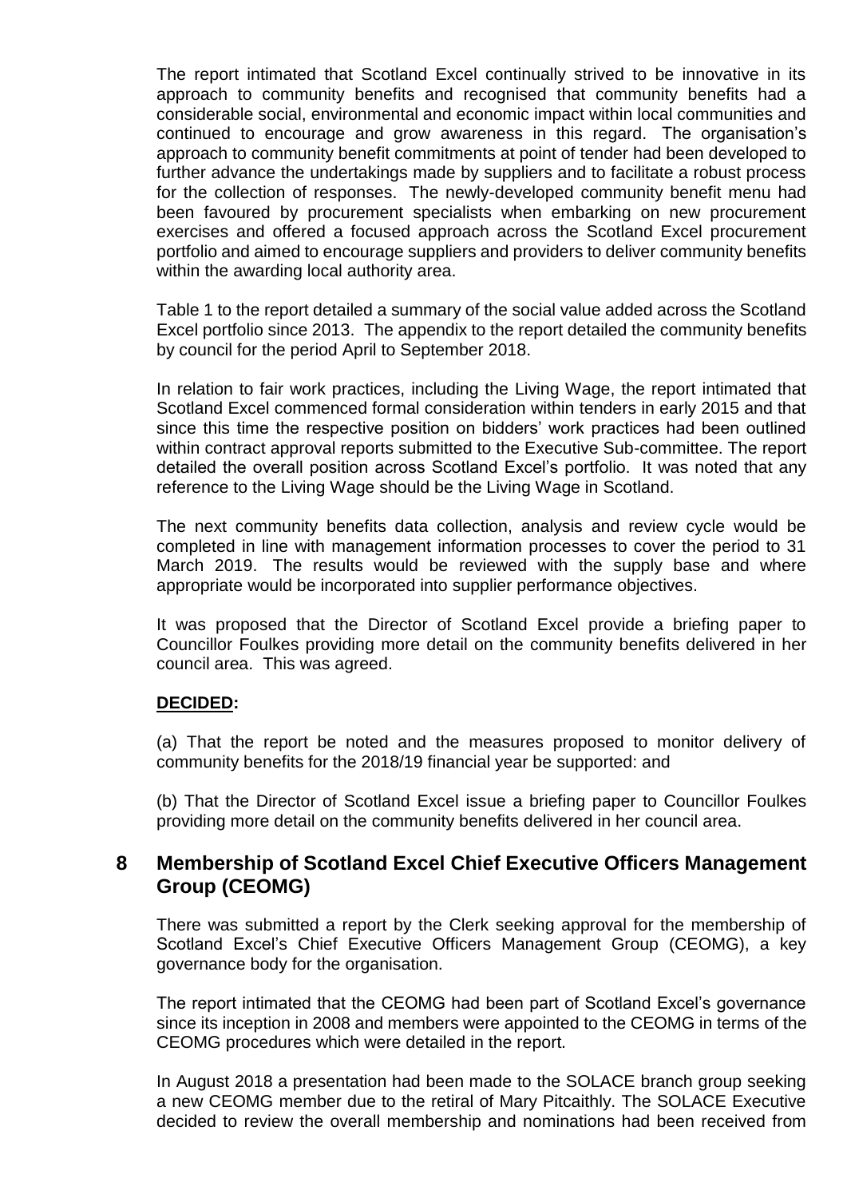The report intimated that Scotland Excel continually strived to be innovative in its approach to community benefits and recognised that community benefits had a considerable social, environmental and economic impact within local communities and continued to encourage and grow awareness in this regard. The organisation's approach to community benefit commitments at point of tender had been developed to further advance the undertakings made by suppliers and to facilitate a robust process for the collection of responses. The newly-developed community benefit menu had been favoured by procurement specialists when embarking on new procurement exercises and offered a focused approach across the Scotland Excel procurement portfolio and aimed to encourage suppliers and providers to deliver community benefits within the awarding local authority area.

Table 1 to the report detailed a summary of the social value added across the Scotland Excel portfolio since 2013. The appendix to the report detailed the community benefits by council for the period April to September 2018.

In relation to fair work practices, including the Living Wage, the report intimated that Scotland Excel commenced formal consideration within tenders in early 2015 and that since this time the respective position on bidders' work practices had been outlined within contract approval reports submitted to the Executive Sub-committee. The report detailed the overall position across Scotland Excel's portfolio. It was noted that any reference to the Living Wage should be the Living Wage in Scotland.

The next community benefits data collection, analysis and review cycle would be completed in line with management information processes to cover the period to 31 March 2019. The results would be reviewed with the supply base and where appropriate would be incorporated into supplier performance objectives.

It was proposed that the Director of Scotland Excel provide a briefing paper to Councillor Foulkes providing more detail on the community benefits delivered in her council area. This was agreed.

**DECIDED:**

(a) That the report be noted and the measures proposed to monitor delivery of community benefits for the 2018/19 financial year be supported: and

(b) That the Director of Scotland Excel issue a briefing paper to Councillor Foulkes providing more detail on the community benefits delivered in her council area.

## 8 Membership of Scotland Excel Chief Executive Officers Management Group (CEOMG)

There was submitted a report by the Clerk seeking approval for the membership of Scotland Excel's Chief Executive Officers Management Group (CEOMG), a key governance body for the organisation.

The report intimated that the CEOMG had been part of Scotland Excel's governance since its inception in 2008 and members were appointed to the CEOMG in terms of the CEOMG procedures which were detailed in the report.

In August 2018 a presentation had been made to the SOLACE branch group seeking a new CEOMG member due to the retiral of Mary Pitcaithly. The SOLACE Executive decided to review the overall membership and nominations had been received from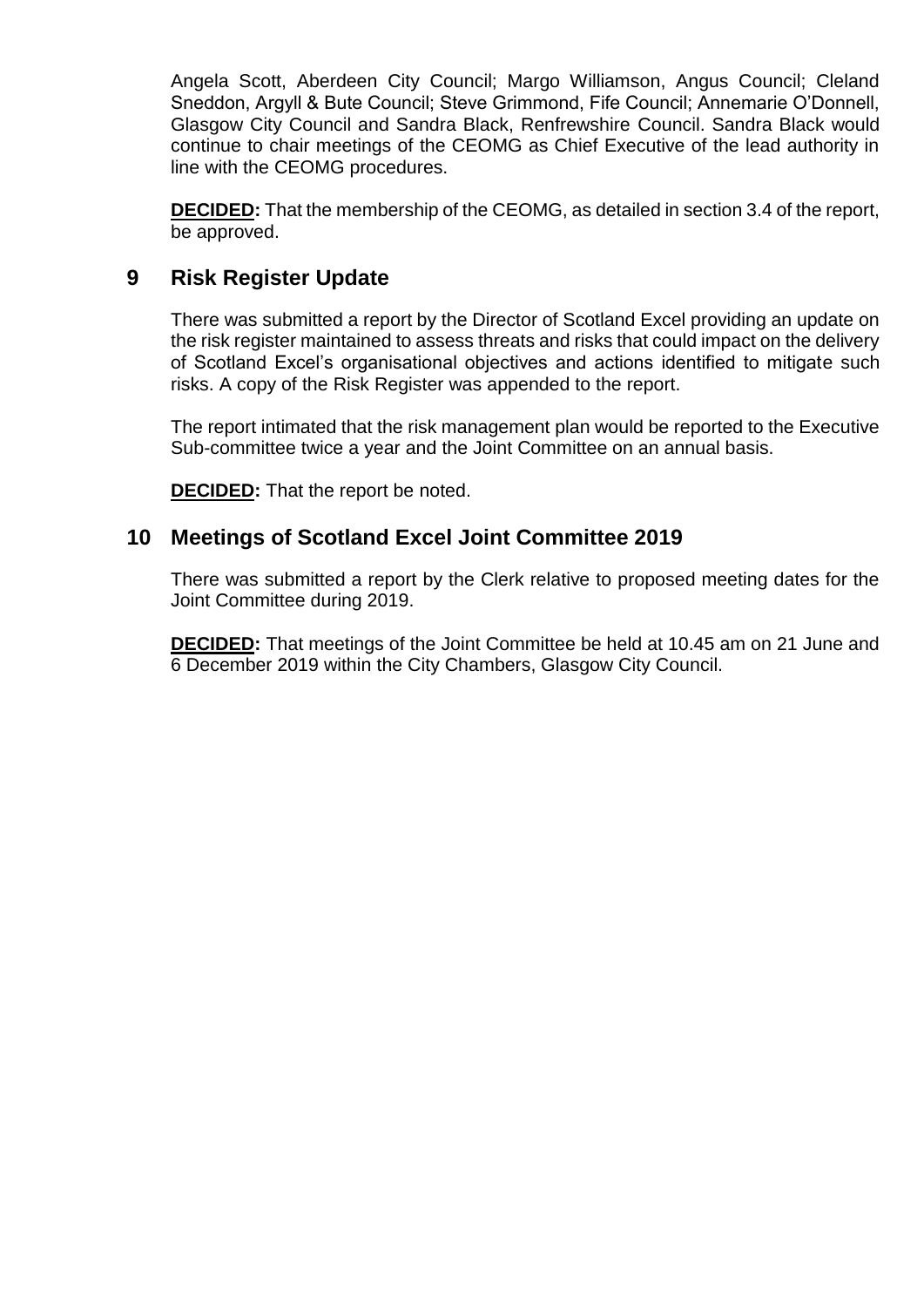Angela Scott, Aberdeen City Council; Margo Williamson, Angus Council; Cleland Sneddon, Argyll & Bute Council; Steve Grimmond, Fife Council; Annemarie O'Donnell, Glasgow City Council and Sandra Black, Renfrewshire Council. Sandra Black would continue to chair meetings of the CEOMG as Chief Executive of the lead authority in line with the CEOMG procedures.

**DECIDED:** That the membership of the CEOMG, as detailed in section 3.4 of the report, be approved.

## 9 Risk Register Update

There was submitted a report by the Director of Scotland Excel providing an update on the risk register maintained to assess threats and risks that could impact on the delivery of Scotland Excel's organisational objectives and actions identified to mitigate such risks. A copy of the Risk Register was appended to the report.

The report intimated that the risk management plan would be reported to the Executive Sub-committee twice a year and the Joint Committee on an annual basis.

**DECIDED:** That the report be noted.

## 10 Meetings of Scotland Excel Joint Committee 2019

There was submitted a report by the Clerk relative to proposed meeting dates for the Joint Committee during 2019.

**DECIDED:** That meetings of the Joint Committee be held at 10.45 am on 21 June and 6 December 2019 within the City Chambers, Glasgow City Council.